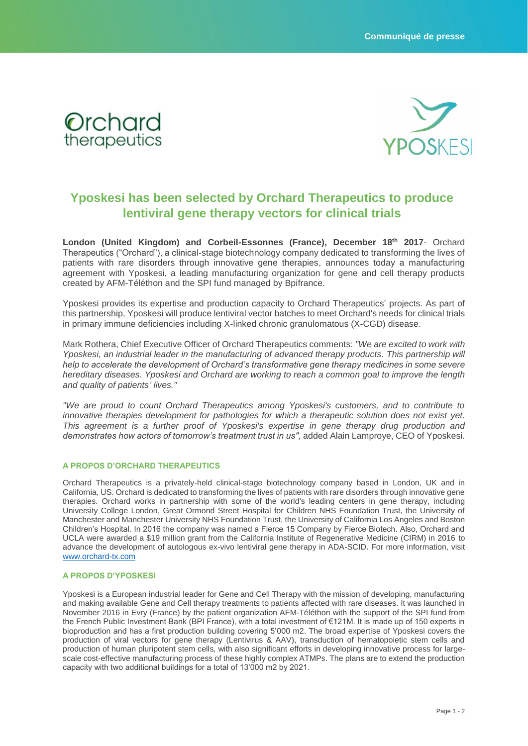Communiqué de presse

Orchard therapeutics

YPOSKESI

# Yposkesi has been selected by Orchard Therapeutics to produce lentiviral gene therapy vectors for clinical trials

**London (United Kingdom) and Corbeil-Essonnes (France), December 18th 2017**- Orchard Therapeutics ("Orchard"), a clinical-stage biotechnology company dedicated to transforming the lives of patients with rare disorders through innovative gene therapies, announces today a manufacturing agreement with Yposkesi, a leading manufacturing organization for gene and cell therapy products created by AFM-Téléthon and the SPI fund managed by Bpifrance.

Yposkesi provides its expertise and production capacity to Orchard Therapeutics' projects. As part of this partnership, Yposkesi will produce lentiviral vector batches to meet Orchard's needs for clinical trials in primary immune deficiencies including X-linked chronic granulomatous (X-CGD) disease.

Mark Rothera, Chief Executive Officer of Orchard Therapeutics comments: *"We are excited to work with Yposkesi, an industrial leader in the manufacturing of advanced therapy products. This partnership will help to accelerate the development of Orchard's transformative gene therapy medicines in some severe hereditary diseases. Yposkesi and Orchard are working to reach a common goal to improve the length and quality of patients' lives."*

*"We are proud to count Orchard Therapeutics among Yposkesi's customers, and to contribute to innovative therapies development for pathologies for which a therapeutic solution does not exist yet. This agreement is a further proof of Yposkesi's expertise in gene therapy drug production and demonstrates how actors of tomorrow's treatment trust in us",* added Alain Lamproye, CEO of Yposkesi.

### A PROPOS D'ORCHARD THERAPEUTICS

Orchard Therapeutics is a privately-held clinical-stage biotechnology company based in London, UK and in California, US. Orchard is dedicated to transforming the lives of patients with rare disorders through innovative gene therapies. Orchard works in partnership with some of the world's leading centers in gene therapy, including University College London, Great Ormond Street Hospital for Children NHS Foundation Trust, the University of Manchester and Manchester University NHS Foundation Trust, the University of California Los Angeles and Boston Children's Hospital. In 2016 the company was named a Fierce 15 Company by Fierce Biotech. Also, Orchard and UCLA were awarded a $19 million grant from the California Institute of Regenerative Medicine (CIRM) in 2016 to advance the development of autologous ex-vivo lentiviral gene therapy in ADA-SCID. For more information, visit [www.orchard-tx.com](www.orchard-tx.com)

### A PROPOS D'YPOSKESI

Yposkesi is a European industrial leader for Gene and Cell Therapy with the mission of developing, manufacturing and making available Gene and Cell therapy treatments to patients affected with rare diseases. It was launched in November 2016 in Evry (France) by the patient organization AFM-Téléthon with the support of the SPI fund from the French Public Investment Bank (BPI France), with a total investment of €121M. It is made up of 150 experts in bioproduction and has a first production building covering 5'000 m2. The broad expertise of Yposkesi covers the production of viral vectors for gene therapy (Lentivirus & AAV), transduction of hematopoietic stem cells and production of human pluripotent stem cells, with also significant efforts in developing innovative process for large-scale cost-effective manufacturing process of these highly complex ATMPs. The plans are to extend the production capacity with two additional buildings for a total of 13'000 m2 by 2021.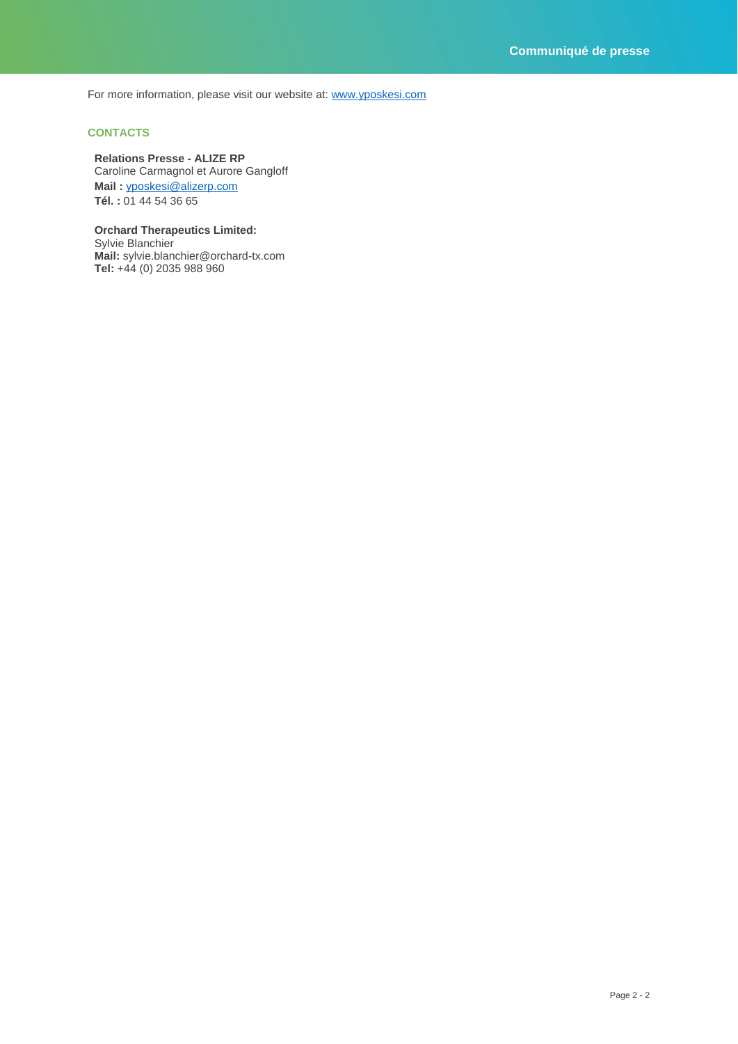For more information, please visit our website at: www.yposkesi.com

## CONTACTS

**Relations Presse - ALIZE RP**
Caroline Carmagnol et Aurore Gangloff
**Mail :** yposkesi@alizerp.com
**Tél. :** 01 44 54 36 65

**Orchard Therapeutics Limited:**
Sylvie Blanchier
**Mail:** sylvie.blanchier@orchard-tx.com
**Tel:** +44 (0) 2035 988 960